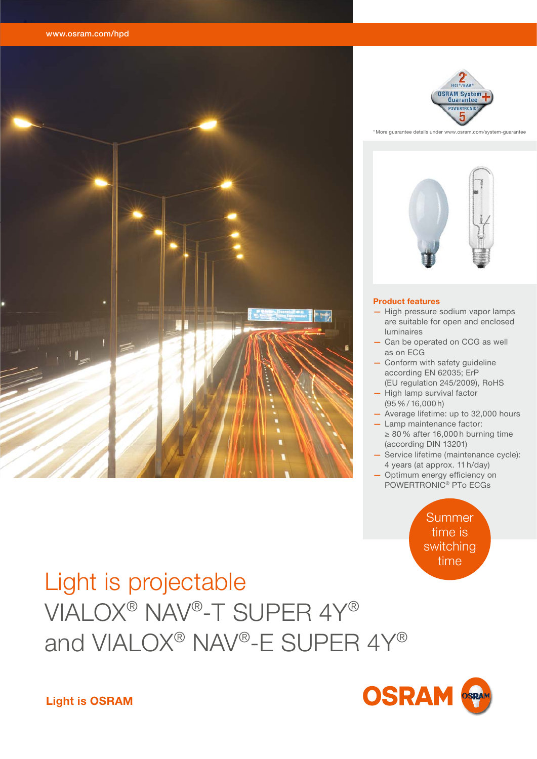www.osram.com/hpd

*More guarantee details under www.osram.com/system-guarantee

## Product features

- High pressure sodium vapor lamps are suitable for open and enclosed luminaires
- Can be operated on CCG as well as on ECG
- Conform with safety guideline according EN 62035; ErP (EU regulation 245/2009), RoHS
- High lamp survival factor (95 % / 16,000 h)
- Average lifetime: up to 32,000 hours
- Lamp maintenance factor: ≥ 80 % after 16,000 h burning time (according DIN 13201)
- Service lifetime (maintenance cycle): 4 years (at approx. 11 h/day)
- Optimum energy efficiency on POWERTRONIC® PTo ECGs

Summer time is switching time

# Light is projectable
# VIALOX® NAV®-T SUPER 4Y® and VIALOX® NAV®-E SUPER 4Y®

**Light is OSRAM**

OSRAM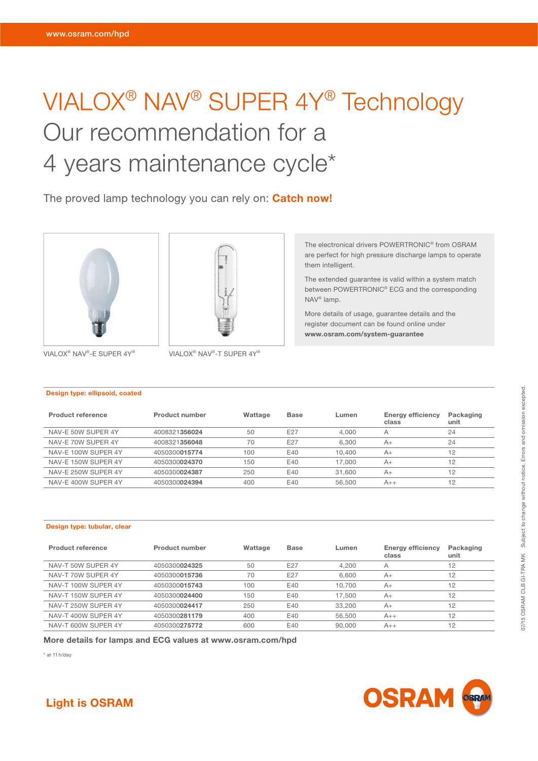www.osram.com/hpd

# VIALOX® NAV® SUPER 4Y® Technology

## Our recommendation for a 4 years maintenance cycle*

The proved lamp technology you can rely on: **Catch now!**

VIALOX® NAV®-E SUPER 4Y®

VIALOX® NAV®-T SUPER 4Y®

The electronical drivers POWERTRONIC® from OSRAM are perfect for high pressure discharge lamps to operate them intelligent.

The extended guarantee is valid within a system match between POWERTRONIC® ECG and the corresponding NAV® lamp.

More details of usage, guarantee details and the register document can be found online under **www.osram.com/system-guarantee**

**Design type: ellipsoid, coated**

| Product reference | Product number | Wattage | Base | Lumen | Energy efficiency class | Packaging unit |
|---|---|---|---|---|---|---|
| NAV-E 50W SUPER 4Y | 4008321**356024** | 50 | E27 | 4,000 | A | 24 |
| NAV-E 70W SUPER 4Y | 4008321**356048** | 70 | E27 | 6,300 | A+ | 24 |
| NAV-E 100W SUPER 4Y | 4050300**015774** | 100 | E40 | 10,400 | A+ | 12 |
| NAV-E 150W SUPER 4Y | 4050300**024370** | 150 | E40 | 17,000 | A+ | 12 |
| NAV-E 250W SUPER 4Y | 4050300**024387** | 250 | E40 | 31,600 | A+ | 12 |
| NAV-E 400W SUPER 4Y | 4050300**024394** | 400 | E40 | 56,500 | A++ | 12 |

**Design type: tubular, clear**

| Product reference | Product number | Wattage | Base | Lumen | Energy efficiency class | Packaging unit |
|---|---|---|---|---|---|---|
| NAV-T 50W SUPER 4Y | 4050300**024325** | 50 | E27 | 4,200 | A | 12 |
| NAV-T 70W SUPER 4Y | 4050300**015736** | 70 | E27 | 6,600 | A+ | 12 |
| NAV-T 100W SUPER 4Y | 4050300**015743** | 100 | E40 | 10,700 | A+ | 12 |
| NAV-T 150W SUPER 4Y | 4050300**024400** | 150 | E40 | 17,500 | A+ | 12 |
| NAV-T 250W SUPER 4Y | 4050300**024417** | 250 | E40 | 33,200 | A+ | 12 |
| NAV-T 400W SUPER 4Y | 4050300**281179** | 400 | E40 | 56,500 | A++ | 12 |
| NAV-T 600W SUPER 4Y | 4050300**275772** | 600 | E40 | 90,000 | A++ | 12 |

**More details for lamps and ECG values at www.osram.com/hpd**

* at 11 h/day

07/15 OSRAM CLB GI-TRA MK Subject to change without notice. Errors and omission excepted.

**Light is OSRAM**

OSRAM